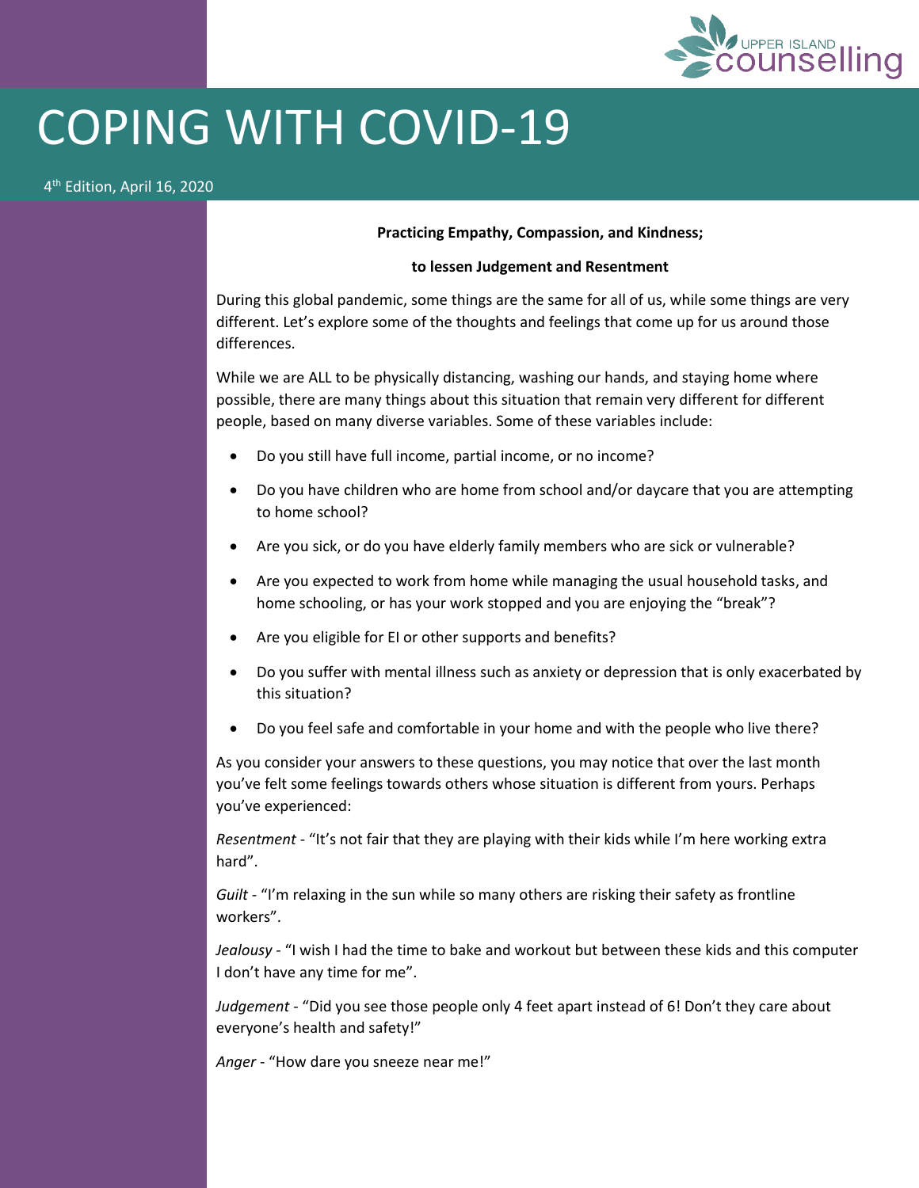# COPING WITH COVID-19

4th Edition, April 16, 2020

**Practicing Empathy, Compassion, and Kindness;**

**to lessen Judgement and Resentment**

During this global pandemic, some things are the same for all of us, while some things are very different. Let's explore some of the thoughts and feelings that come up for us around those differences.

While we are ALL to be physically distancing, washing our hands, and staying home where possible, there are many things about this situation that remain very different for different people, based on many diverse variables. Some of these variables include:

- Do you still have full income, partial income, or no income?
- Do you have children who are home from school and/or daycare that you are attempting to home school?
- Are you sick, or do you have elderly family members who are sick or vulnerable?
- Are you expected to work from home while managing the usual household tasks, and home schooling, or has your work stopped and you are enjoying the "break"?
- Are you eligible for EI or other supports and benefits?
- Do you suffer with mental illness such as anxiety or depression that is only exacerbated by this situation?
- Do you feel safe and comfortable in your home and with the people who live there?

As you consider your answers to these questions, you may notice that over the last month you've felt some feelings towards others whose situation is different from yours. Perhaps you've experienced:

*Resentment* - "It's not fair that they are playing with their kids while I'm here working extra hard".

*Guilt* - "I'm relaxing in the sun while so many others are risking their safety as frontline workers".

*Jealousy* - "I wish I had the time to bake and workout but between these kids and this computer I don't have any time for me".

*Judgement* - "Did you see those people only 4 feet apart instead of 6! Don't they care about everyone's health and safety!"

*Anger* - "How dare you sneeze near me!"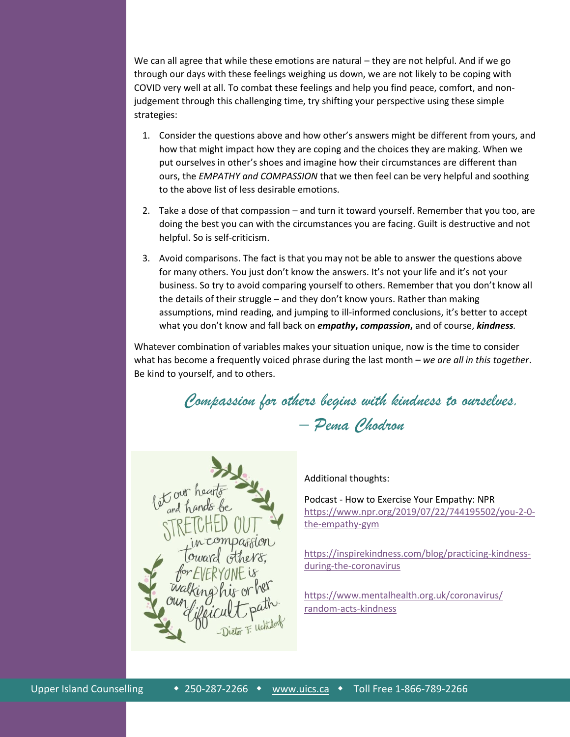We can all agree that while these emotions are natural – they are not helpful. And if we go through our days with these feelings weighing us down, we are not likely to be coping with COVID very well at all. To combat these feelings and help you find peace, comfort, and non-judgement through this challenging time, try shifting your perspective using these simple strategies:

1. Consider the questions above and how other's answers might be different from yours, and how that might impact how they are coping and the choices they are making. When we put ourselves in other's shoes and imagine how their circumstances are different than ours, the *EMPATHY and COMPASSION* that we then feel can be very helpful and soothing to the above list of less desirable emotions.

2. Take a dose of that compassion – and turn it toward yourself. Remember that you too, are doing the best you can with the circumstances you are facing. Guilt is destructive and not helpful. So is self-criticism.

3. Avoid comparisons. The fact is that you may not be able to answer the questions above for many others. You just don't know the answers. It's not your life and it's not your business. So try to avoid comparing yourself to others. Remember that you don't know all the details of their struggle – and they don't know yours. Rather than making assumptions, mind reading, and jumping to ill-informed conclusions, it's better to accept what you don't know and fall back on ***empathy*, *compassion*,** and of course, ***kindness***.

Whatever combination of variables makes your situation unique, now is the time to consider what has become a frequently voiced phrase during the last month – *we are all in this together*. Be kind to yourself, and to others.

*Compassion for others begins with kindness to ourselves.*
*– Pema Chodron*

Let our hearts and hands be STRETCHED OUT in compassion toward others, for EVERYONE is walking his or her own difficult path. –Dieter F. Uchtdorf

Additional thoughts:

Podcast - How to Exercise Your Empathy: NPR
https://www.npr.org/2019/07/22/744195502/you-2-0-the-empathy-gym

https://inspirekindness.com/blog/practicing-kindness-during-the-coronavirus

https://www.mentalhealth.org.uk/coronavirus/random-acts-kindness

Upper Island Counselling ◆ 250-287-2266 ◆ www.uics.ca ◆ Toll Free 1-866-789-2266